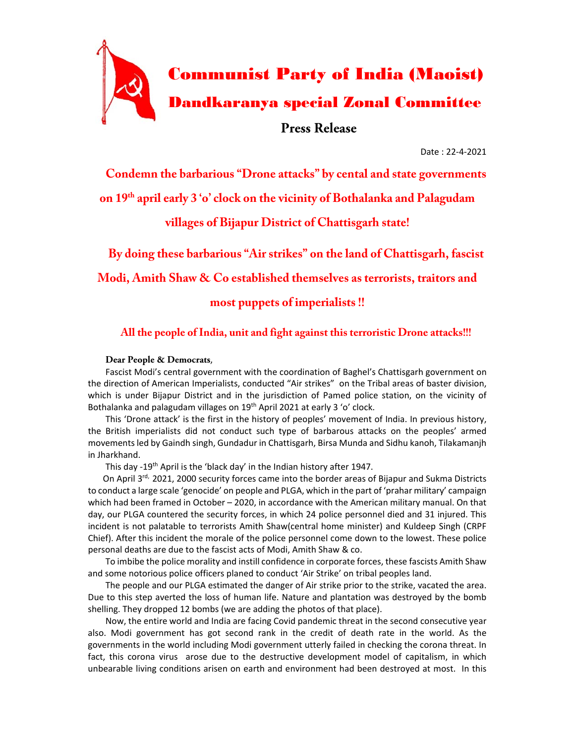# Communist Party of India (Maoist)

## Dandkaranya special Zonal Committee

### Press Release

Date : 22-4-2021

**Condemn the barbarious "Drone attacks" by cental and state governments on 19th april early 3 'o' clock on the vicinity of Bothalanka and Palagudam villages of Bijapur District of Chattisgarh state!**

**By doing these barbarious "Air strikes" on the land of Chattisgarh, fascist Modi, Amith Shaw & Co established themselves as terrorists, traitors and most puppets of imperialists !!**

**All the people of India, unit and fight against this terroristic Drone attacks!!!**

**Dear People & Democrats**,

Fascist Modi's central government with the coordination of Baghel's Chattisgarh government on the direction of American Imperialists, conducted "Air strikes" on the Tribal areas of baster division, which is under Bijapur District and in the jurisdiction of Pamed police station, on the vicinity of Bothalanka and palagudam villages on 19th April 2021 at early 3 'o' clock.

This 'Drone attack' is the first in the history of peoples' movement of India. In previous history, the British imperialists did not conduct such type of barbarous attacks on the peoples' armed movements led by Gaindh singh, Gundadur in Chattisgarh, Birsa Munda and Sidhu kanoh, Tilakamanjh in Jharkhand.

This day -19th April is the 'black day' in the Indian history after 1947.

On April 3rd, 2021, 2000 security forces came into the border areas of Bijapur and Sukma Districts to conduct a large scale 'genocide' on people and PLGA, which in the part of 'prahar military' campaign which had been framed in October – 2020, in accordance with the American military manual. On that day, our PLGA countered the security forces, in which 24 police personnel died and 31 injured. This incident is not palatable to terrorists Amith Shaw(central home minister) and Kuldeep Singh (CRPF Chief). After this incident the morale of the police personnel come down to the lowest. These police personal deaths are due to the fascist acts of Modi, Amith Shaw & co.

To imbibe the police morality and instill confidence in corporate forces, these fascists Amith Shaw and some notorious police officers planed to conduct 'Air Strike' on tribal peoples land.

The people and our PLGA estimated the danger of Air strike prior to the strike, vacated the area. Due to this step averted the loss of human life. Nature and plantation was destroyed by the bomb shelling. They dropped 12 bombs (we are adding the photos of that place).

Now, the entire world and India are facing Covid pandemic threat in the second consecutive year also. Modi government has got second rank in the credit of death rate in the world. As the governments in the world including Modi government utterly failed in checking the corona threat. In fact, this corona virus arose due to the destructive development model of capitalism, in which unbearable living conditions arisen on earth and environment had been destroyed at most. In this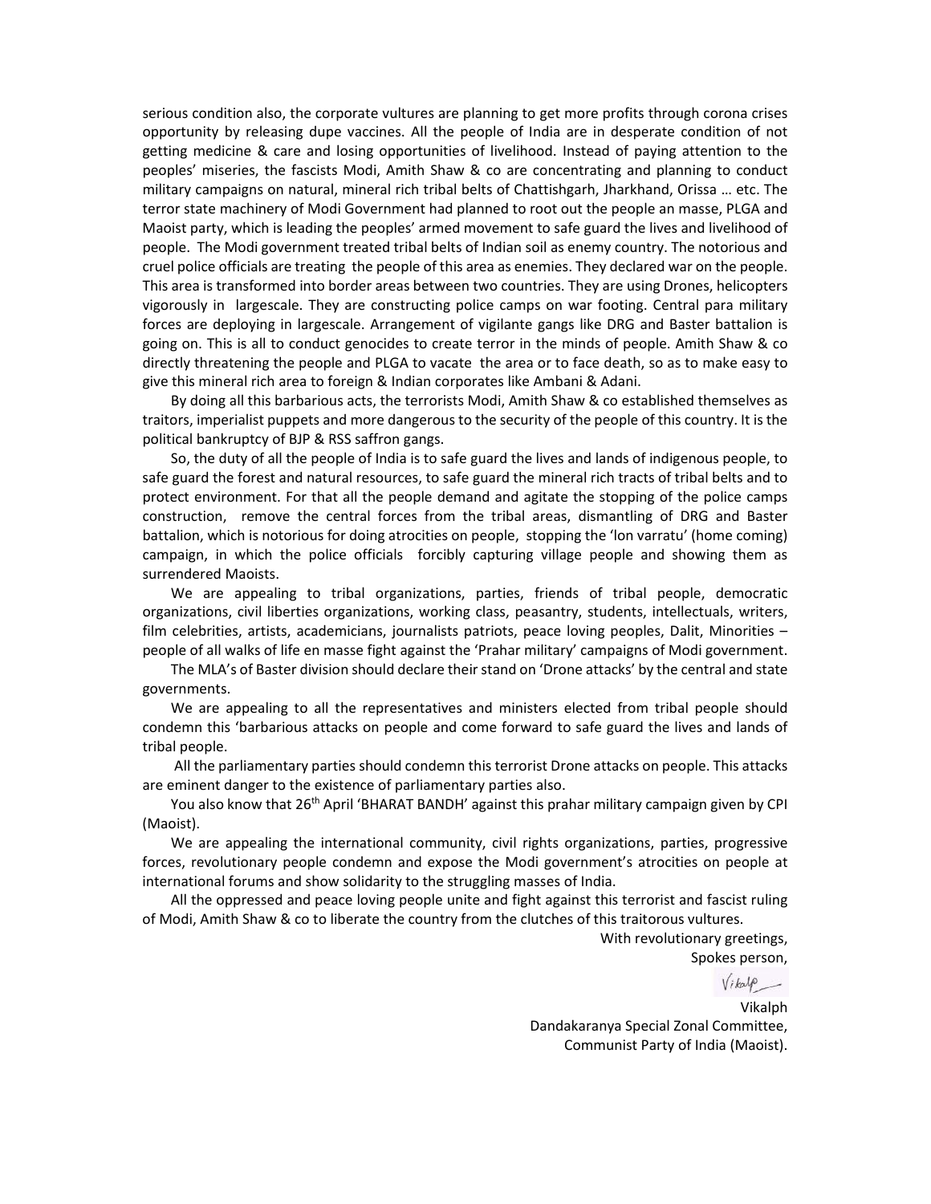serious condition also, the corporate vultures are planning to get more profits through corona crises opportunity by releasing dupe vaccines. All the people of India are in desperate condition of not getting medicine & care and losing opportunities of livelihood. Instead of paying attention to the peoples' miseries, the fascists Modi, Amith Shaw & co are concentrating and planning to conduct military campaigns on natural, mineral rich tribal belts of Chattishgarh, Jharkhand, Orissa … etc. The terror state machinery of Modi Government had planned to root out the people an masse, PLGA and Maoist party, which is leading the peoples' armed movement to safe guard the lives and livelihood of people. The Modi government treated tribal belts of Indian soil as enemy country. The notorious and cruel police officials are treating the people of this area as enemies. They declared war on the people. This area is transformed into border areas between two countries. They are using Drones, helicopters vigorously in largescale. They are constructing police camps on war footing. Central para military forces are deploying in largescale. Arrangement of vigilante gangs like DRG and Baster battalion is going on. This is all to conduct genocides to create terror in the minds of people. Amith Shaw & co directly threatening the people and PLGA to vacate the area or to face death, so as to make easy to give this mineral rich area to foreign & Indian corporates like Ambani & Adani.

By doing all this barbarious acts, the terrorists Modi, Amith Shaw & co established themselves as traitors, imperialist puppets and more dangerous to the security of the people of this country. It is the political bankruptcy of BJP & RSS saffron gangs.

So, the duty of all the people of India is to safe guard the lives and lands of indigenous people, to safe guard the forest and natural resources, to safe guard the mineral rich tracts of tribal belts and to protect environment. For that all the people demand and agitate the stopping of the police camps construction, remove the central forces from the tribal areas, dismantling of DRG and Baster battalion, which is notorious for doing atrocities on people, stopping the 'lon varratu' (home coming) campaign, in which the police officials forcibly capturing village people and showing them as surrendered Maoists.

We are appealing to tribal organizations, parties, friends of tribal people, democratic organizations, civil liberties organizations, working class, peasantry, students, intellectuals, writers, film celebrities, artists, academicians, journalists patriots, peace loving peoples, Dalit, Minorities – people of all walks of life en masse fight against the 'Prahar military' campaigns of Modi government.

The MLA's of Baster division should declare their stand on 'Drone attacks' by the central and state governments.

We are appealing to all the representatives and ministers elected from tribal people should condemn this 'barbarious attacks on people and come forward to safe guard the lives and lands of tribal people.

All the parliamentary parties should condemn this terrorist Drone attacks on people. This attacks are eminent danger to the existence of parliamentary parties also.

You also know that 26th April 'BHARAT BANDH' against this prahar military campaign given by CPI (Maoist).

We are appealing the international community, civil rights organizations, parties, progressive forces, revolutionary people condemn and expose the Modi government's atrocities on people at international forums and show solidarity to the struggling masses of India.

All the oppressed and peace loving people unite and fight against this terrorist and fascist ruling of Modi, Amith Shaw & co to liberate the country from the clutches of this traitorous vultures.

With revolutionary greetings,

Spokes person,

Vikalp

Vikalph

Dandakaranya Special Zonal Committee,

Communist Party of India (Maoist).